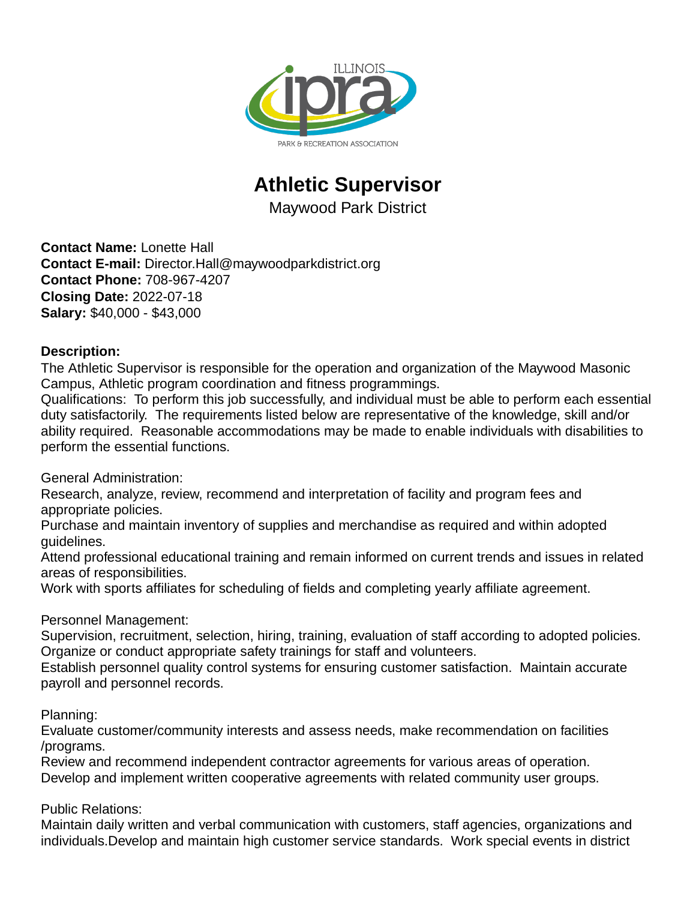# Athletic Supervisor

Maywood Park District

**Contact Name:** Lonette Hall
**Contact E-mail:** Director.Hall@maywoodparkdistrict.org
**Contact Phone:** 708-967-4207
**Closing Date:** 2022-07-18
**Salary:** $40,000 - $43,000

**Description:**
The Athletic Supervisor is responsible for the operation and organization of the Maywood Masonic Campus, Athletic program coordination and fitness programmings.
Qualifications: To perform this job successfully, and individual must be able to perform each essential duty satisfactorily. The requirements listed below are representative of the knowledge, skill and/or ability required. Reasonable accommodations may be made to enable individuals with disabilities to perform the essential functions.

General Administration:
Research, analyze, review, recommend and interpretation of facility and program fees and appropriate policies.
Purchase and maintain inventory of supplies and merchandise as required and within adopted guidelines.
Attend professional educational training and remain informed on current trends and issues in related areas of responsibilities.
Work with sports affiliates for scheduling of fields and completing yearly affiliate agreement.

Personnel Management:
Supervision, recruitment, selection, hiring, training, evaluation of staff according to adopted policies.
Organize or conduct appropriate safety trainings for staff and volunteers.
Establish personnel quality control systems for ensuring customer satisfaction. Maintain accurate payroll and personnel records.

Planning:
Evaluate customer/community interests and assess needs, make recommendation on facilities /programs.
Review and recommend independent contractor agreements for various areas of operation.
Develop and implement written cooperative agreements with related community user groups.

Public Relations:
Maintain daily written and verbal communication with customers, staff agencies, organizations and individuals.Develop and maintain high customer service standards. Work special events in district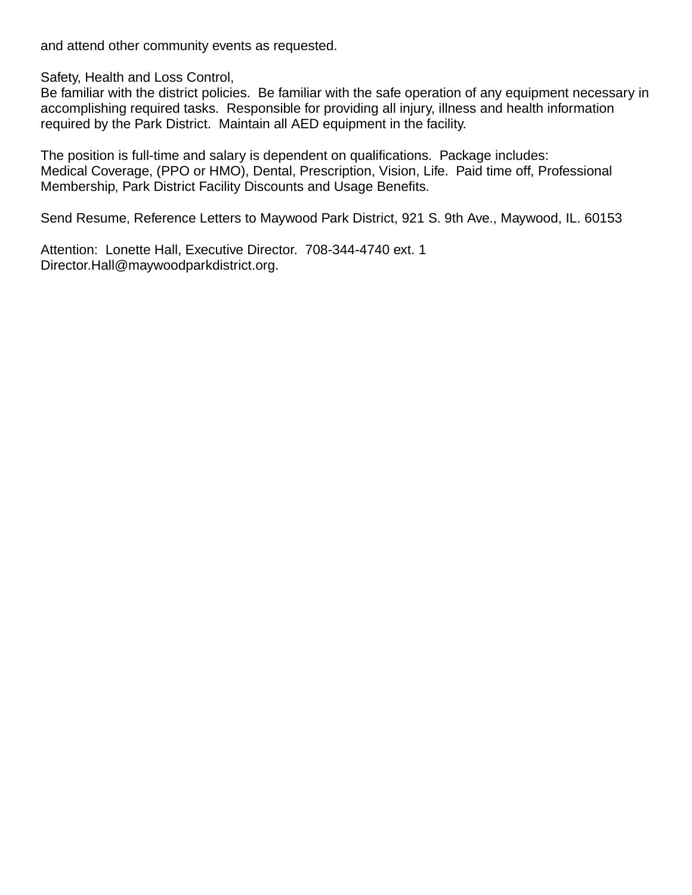and attend other community events as requested.

Safety, Health and Loss Control,
Be familiar with the district policies. Be familiar with the safe operation of any equipment necessary in accomplishing required tasks. Responsible for providing all injury, illness and health information required by the Park District. Maintain all AED equipment in the facility.

The position is full-time and salary is dependent on qualifications. Package includes:
Medical Coverage, (PPO or HMO), Dental, Prescription, Vision, Life. Paid time off, Professional Membership, Park District Facility Discounts and Usage Benefits.

Send Resume, Reference Letters to Maywood Park District, 921 S. 9th Ave., Maywood, IL. 60153

Attention: Lonette Hall, Executive Director. 708-344-4740 ext. 1
Director.Hall@maywoodparkdistrict.org.